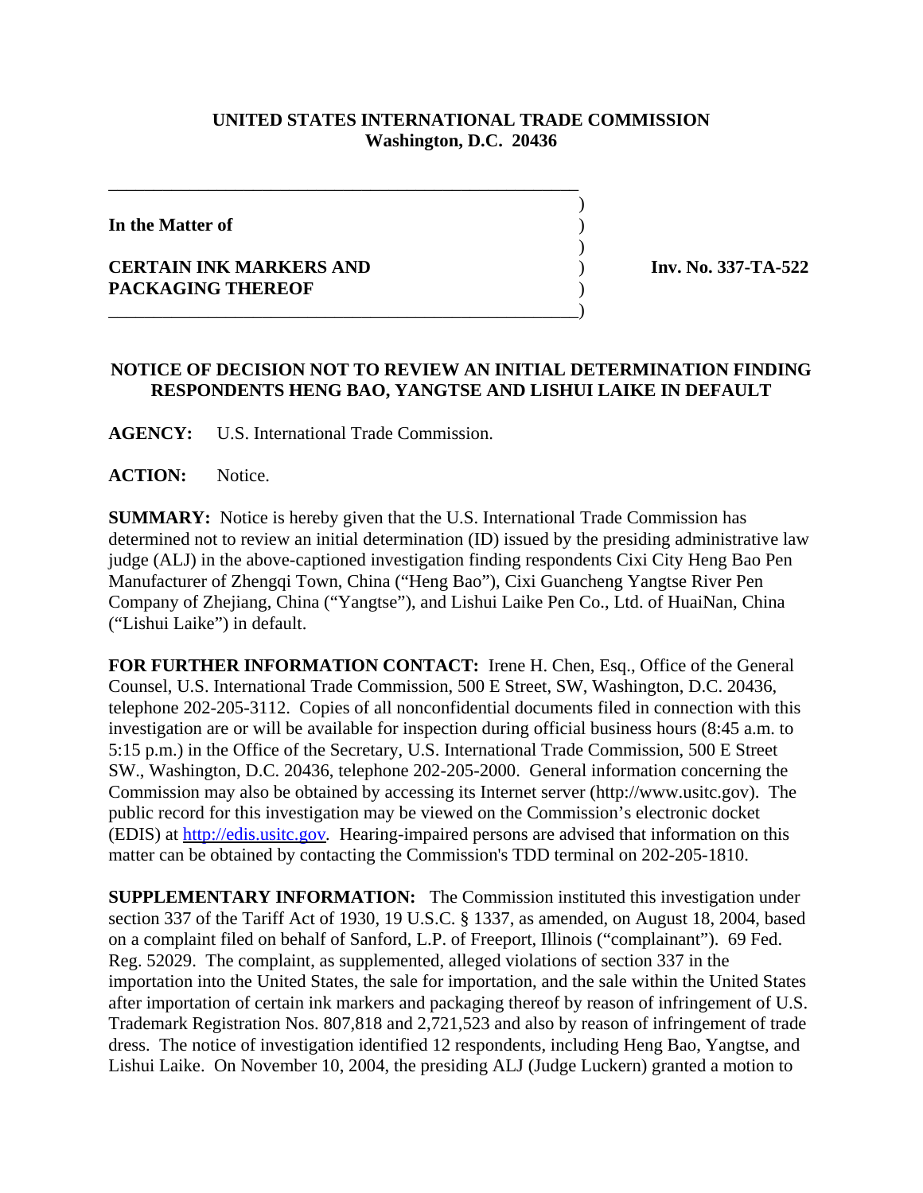**UNITED STATES INTERNATIONAL TRADE COMMISSION**
**Washington, D.C. 20436**

---

**In the Matter of**

**CERTAIN INK MARKERS AND PACKAGING THEREOF**

**Inv. No. 337-TA-522**

---

**NOTICE OF DECISION NOT TO REVIEW AN INITIAL DETERMINATION FINDING RESPONDENTS HENG BAO, YANGTSE AND LISHUI LAIKE IN DEFAULT**

**AGENCY:** U.S. International Trade Commission.

**ACTION:** Notice.

**SUMMARY:** Notice is hereby given that the U.S. International Trade Commission has determined not to review an initial determination (ID) issued by the presiding administrative law judge (ALJ) in the above-captioned investigation finding respondents Cixi City Heng Bao Pen Manufacturer of Zhengqi Town, China ("Heng Bao"), Cixi Guancheng Yangtse River Pen Company of Zhejiang, China ("Yangtse"), and Lishui Laike Pen Co., Ltd. of HuaiNan, China ("Lishui Laike") in default.

**FOR FURTHER INFORMATION CONTACT:** Irene H. Chen, Esq., Office of the General Counsel, U.S. International Trade Commission, 500 E Street, SW, Washington, D.C. 20436, telephone 202-205-3112. Copies of all nonconfidential documents filed in connection with this investigation are or will be available for inspection during official business hours (8:45 a.m. to 5:15 p.m.) in the Office of the Secretary, U.S. International Trade Commission, 500 E Street SW., Washington, D.C. 20436, telephone 202-205-2000. General information concerning the Commission may also be obtained by accessing its Internet server (http://www.usitc.gov). The public record for this investigation may be viewed on the Commission's electronic docket (EDIS) at http://edis.usitc.gov. Hearing-impaired persons are advised that information on this matter can be obtained by contacting the Commission's TDD terminal on 202-205-1810.

**SUPPLEMENTARY INFORMATION:** The Commission instituted this investigation under section 337 of the Tariff Act of 1930, 19 U.S.C. § 1337, as amended, on August 18, 2004, based on a complaint filed on behalf of Sanford, L.P. of Freeport, Illinois ("complainant"). 69 Fed. Reg. 52029. The complaint, as supplemented, alleged violations of section 337 in the importation into the United States, the sale for importation, and the sale within the United States after importation of certain ink markers and packaging thereof by reason of infringement of U.S. Trademark Registration Nos. 807,818 and 2,721,523 and also by reason of infringement of trade dress. The notice of investigation identified 12 respondents, including Heng Bao, Yangtse, and Lishui Laike. On November 10, 2004, the presiding ALJ (Judge Luckern) granted a motion to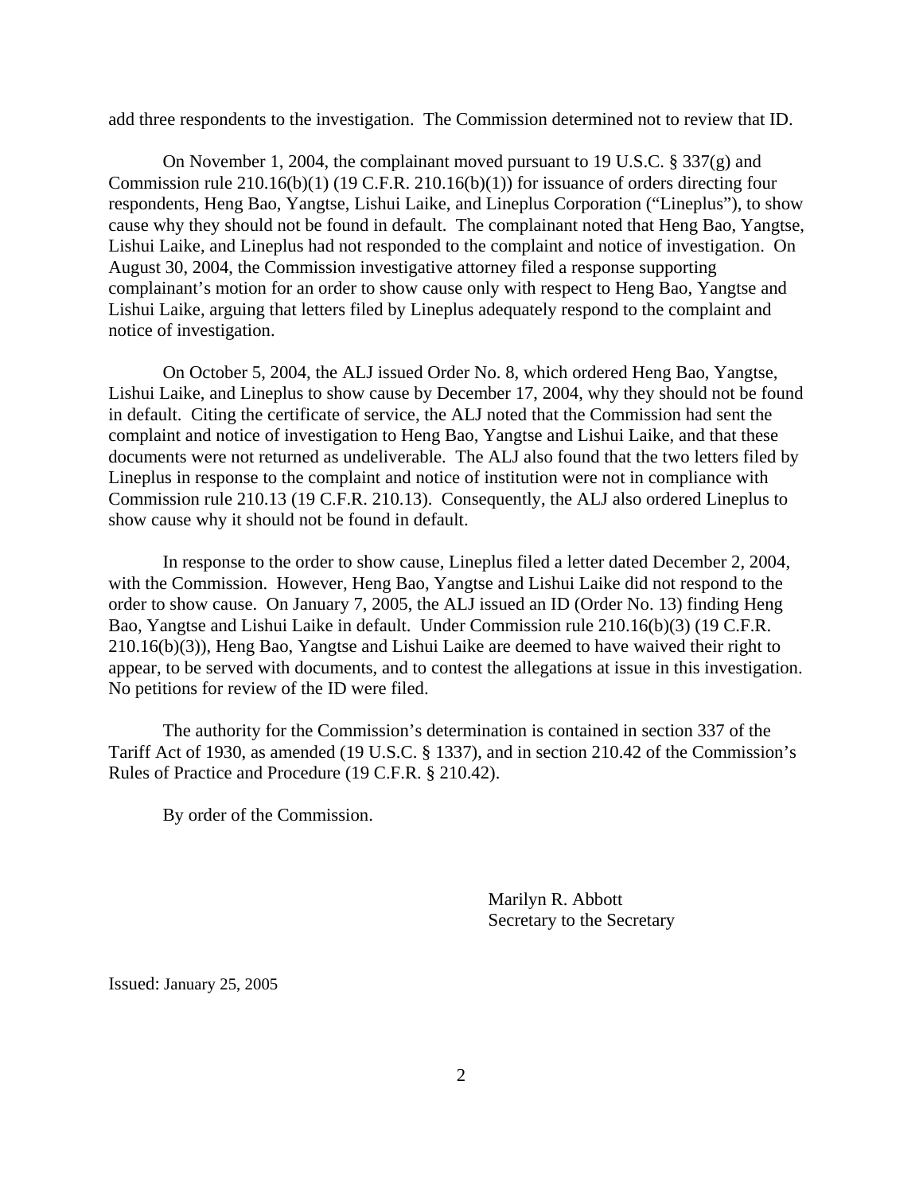add three respondents to the investigation. The Commission determined not to review that ID.

On November 1, 2004, the complainant moved pursuant to 19 U.S.C. § 337(g) and Commission rule 210.16(b)(1) (19 C.F.R. 210.16(b)(1)) for issuance of orders directing four respondents, Heng Bao, Yangtse, Lishui Laike, and Lineplus Corporation ("Lineplus"), to show cause why they should not be found in default. The complainant noted that Heng Bao, Yangtse, Lishui Laike, and Lineplus had not responded to the complaint and notice of investigation. On August 30, 2004, the Commission investigative attorney filed a response supporting complainant's motion for an order to show cause only with respect to Heng Bao, Yangtse and Lishui Laike, arguing that letters filed by Lineplus adequately respond to the complaint and notice of investigation.

On October 5, 2004, the ALJ issued Order No. 8, which ordered Heng Bao, Yangtse, Lishui Laike, and Lineplus to show cause by December 17, 2004, why they should not be found in default. Citing the certificate of service, the ALJ noted that the Commission had sent the complaint and notice of investigation to Heng Bao, Yangtse and Lishui Laike, and that these documents were not returned as undeliverable. The ALJ also found that the two letters filed by Lineplus in response to the complaint and notice of institution were not in compliance with Commission rule 210.13 (19 C.F.R. 210.13). Consequently, the ALJ also ordered Lineplus to show cause why it should not be found in default.

In response to the order to show cause, Lineplus filed a letter dated December 2, 2004, with the Commission. However, Heng Bao, Yangtse and Lishui Laike did not respond to the order to show cause. On January 7, 2005, the ALJ issued an ID (Order No. 13) finding Heng Bao, Yangtse and Lishui Laike in default. Under Commission rule 210.16(b)(3) (19 C.F.R. 210.16(b)(3)), Heng Bao, Yangtse and Lishui Laike are deemed to have waived their right to appear, to be served with documents, and to contest the allegations at issue in this investigation. No petitions for review of the ID were filed.

The authority for the Commission's determination is contained in section 337 of the Tariff Act of 1930, as amended (19 U.S.C. § 1337), and in section 210.42 of the Commission's Rules of Practice and Procedure (19 C.F.R. § 210.42).

By order of the Commission.

Marilyn R. Abbott
Secretary to the Secretary

Issued: January 25, 2005